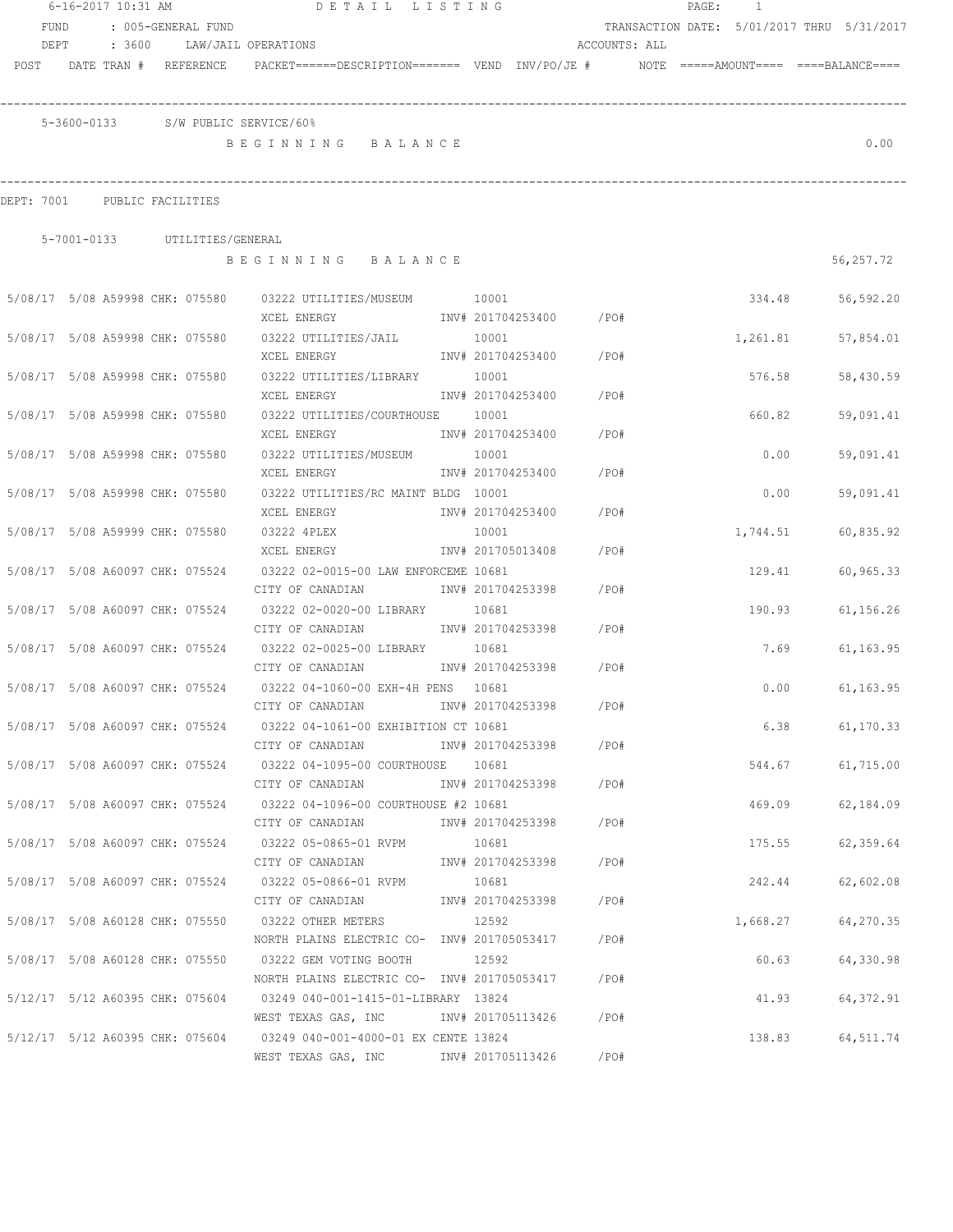6-16-2017 10:31 AM    DETAIL LISTING    PAGE: 1

FUND : 005-GENERAL FUND    TRANSACTION DATE: 5/01/2017 THRU 5/31/2017

DEPT : 3600 LAW/JAIL OPERATIONS    ACCOUNTS: ALL

| POST | DATE | TRAN # | REFERENCE | PACKET======DESCRIPTION======= | VEND | INV/PO/JE # | NOTE | =====AMOUNT==== | ====BALANCE==== |
|---|---|---|---|---|---|---|---|---|---|

5-3600-0133 S/W PUBLIC SERVICE/60%

BEGINNING BALANCE 0.00

DEPT: 7001 PUBLIC FACILITIES

5-7001-0133 UTILITIES/GENERAL

BEGINNING BALANCE 56,257.72

| POST | DATE | TRAN # | REFERENCE | PACKET======DESCRIPTION======= | VEND | INV/PO/JE # | NOTE | =====AMOUNT==== | ====BALANCE==== |
|---|---|---|---|---|---|---|---|---|---|
| 5/08/17 | 5/08 | A59998 | CHK: 075580 | 03222 UTILITIES/MUSEUM<br>XCEL ENERGY | 10001 | INV# 201704253400 /PO# | | 334.48 | 56,592.20 |
| 5/08/17 | 5/08 | A59998 | CHK: 075580 | 03222 UTILITIES/JAIL<br>XCEL ENERGY | 10001 | INV# 201704253400 /PO# | | 1,261.81 | 57,854.01 |
| 5/08/17 | 5/08 | A59998 | CHK: 075580 | 03222 UTILITIES/LIBRARY<br>XCEL ENERGY | 10001 | INV# 201704253400 /PO# | | 576.58 | 58,430.59 |
| 5/08/17 | 5/08 | A59998 | CHK: 075580 | 03222 UTILITIES/COURTHOUSE<br>XCEL ENERGY | 10001 | INV# 201704253400 /PO# | | 660.82 | 59,091.41 |
| 5/08/17 | 5/08 | A59998 | CHK: 075580 | 03222 UTILITIES/MUSEUM<br>XCEL ENERGY | 10001 | INV# 201704253400 /PO# | | 0.00 | 59,091.41 |
| 5/08/17 | 5/08 | A59998 | CHK: 075580 | 03222 UTILITIES/RC MAINT BLDG<br>XCEL ENERGY | 10001 | INV# 201704253400 /PO# | | 0.00 | 59,091.41 |
| 5/08/17 | 5/08 | A59999 | CHK: 075580 | 03222 4PLEX<br>XCEL ENERGY | 10001 | INV# 201705013408 /PO# | | 1,744.51 | 60,835.92 |
| 5/08/17 | 5/08 | A60097 | CHK: 075524 | 03222 02-0015-00 LAW ENFORCEME<br>CITY OF CANADIAN | 10681 | INV# 201704253398 /PO# | | 129.41 | 60,965.33 |
| 5/08/17 | 5/08 | A60097 | CHK: 075524 | 03222 02-0020-00 LIBRARY<br>CITY OF CANADIAN | 10681 | INV# 201704253398 /PO# | | 190.93 | 61,156.26 |
| 5/08/17 | 5/08 | A60097 | CHK: 075524 | 03222 02-0025-00 LIBRARY<br>CITY OF CANADIAN | 10681 | INV# 201704253398 /PO# | | 7.69 | 61,163.95 |
| 5/08/17 | 5/08 | A60097 | CHK: 075524 | 03222 04-1060-00 EXH-4H PENS<br>CITY OF CANADIAN | 10681 | INV# 201704253398 /PO# | | 0.00 | 61,163.95 |
| 5/08/17 | 5/08 | A60097 | CHK: 075524 | 03222 04-1061-00 EXHIBITION CT<br>CITY OF CANADIAN | 10681 | INV# 201704253398 /PO# | | 6.38 | 61,170.33 |
| 5/08/17 | 5/08 | A60097 | CHK: 075524 | 03222 04-1095-00 COURTHOUSE<br>CITY OF CANADIAN | 10681 | INV# 201704253398 /PO# | | 544.67 | 61,715.00 |
| 5/08/17 | 5/08 | A60097 | CHK: 075524 | 03222 04-1096-00 COURTHOUSE #2<br>CITY OF CANADIAN | 10681 | INV# 201704253398 /PO# | | 469.09 | 62,184.09 |
| 5/08/17 | 5/08 | A60097 | CHK: 075524 | 03222 05-0865-01 RVPM<br>CITY OF CANADIAN | 10681 | INV# 201704253398 /PO# | | 175.55 | 62,359.64 |
| 5/08/17 | 5/08 | A60097 | CHK: 075524 | 03222 05-0866-01 RVPM<br>CITY OF CANADIAN | 10681 | INV# 201704253398 /PO# | | 242.44 | 62,602.08 |
| 5/08/17 | 5/08 | A60128 | CHK: 075550 | 03222 OTHER METERS<br>NORTH PLAINS ELECTRIC CO- | 12592 | INV# 201705053417 /PO# | | 1,668.27 | 64,270.35 |
| 5/08/17 | 5/08 | A60128 | CHK: 075550 | 03222 GEM VOTING BOOTH<br>NORTH PLAINS ELECTRIC CO- | 12592 | INV# 201705053417 /PO# | | 60.63 | 64,330.98 |
| 5/12/17 | 5/12 | A60395 | CHK: 075604 | 03249 040-001-1415-01-LIBRARY<br>WEST TEXAS GAS, INC | 13824 | INV# 201705113426 /PO# | | 41.93 | 64,372.91 |
| 5/12/17 | 5/12 | A60395 | CHK: 075604 | 03249 040-001-4000-01 EX CENTE<br>WEST TEXAS GAS, INC | 13824 | INV# 201705113426 /PO# | | 138.83 | 64,511.74 |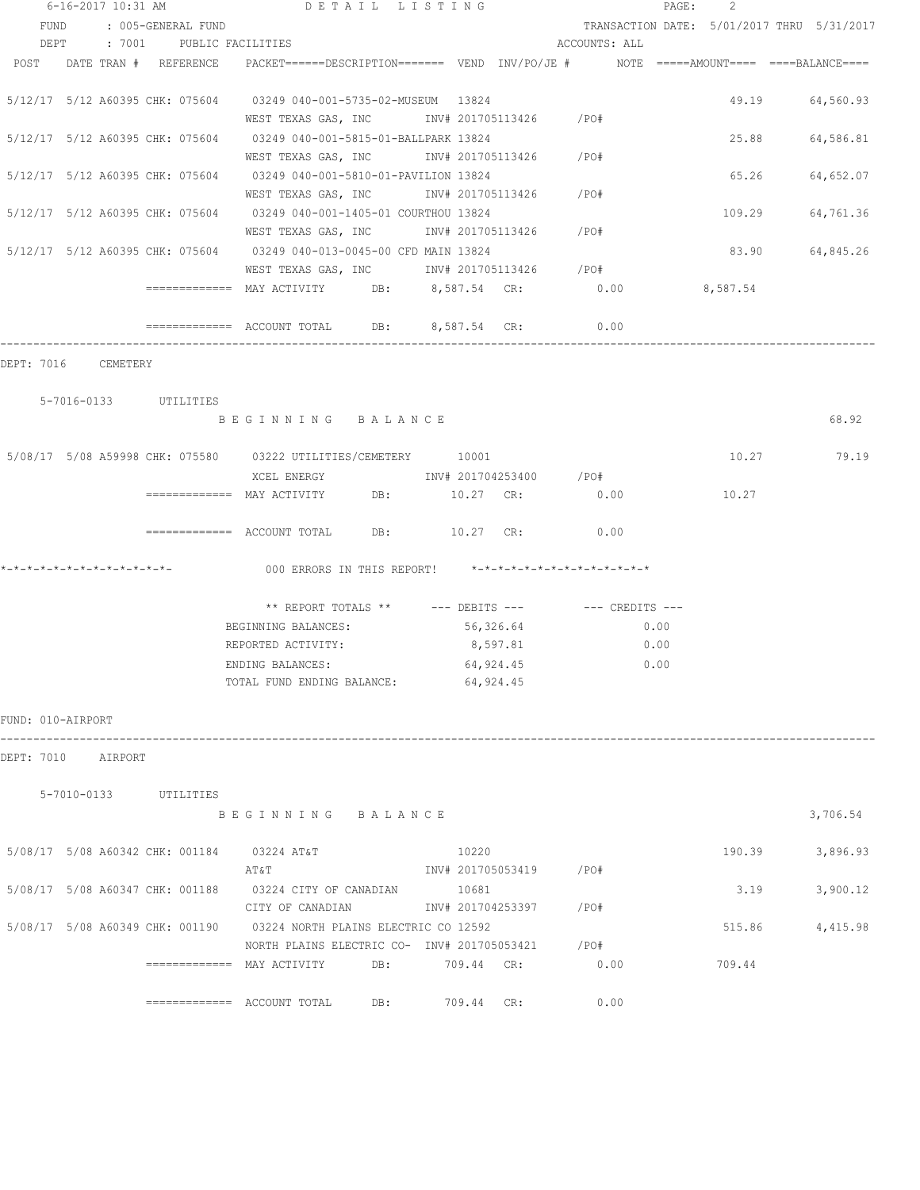6-16-2017 10:31 AM    DETAIL LISTING

FUND : 005-GENERAL FUND    TRANSACTION DATE: 5/01/2017 THRU 5/31/2017

DEPT : 7001 PUBLIC FACILITIES    ACCOUNTS: ALL

| POST | DATE TRAN # | REFERENCE | PACKET======DESCRIPTION======= | VEND | INV/PO/JE # | NOTE | =====AMOUNT==== | ====BALANCE==== |
|---|---|---|---|---|---|---|---|---|
| 5/12/17 | 5/12 A60395 | CHK: 075604 | 03249 040-001-5735-02-MUSEUM | 13824 | | | 49.19 | 64,560.93 |
| | | | WEST TEXAS GAS, INC | | INV# 201705113426 | /PO# | | |
| 5/12/17 | 5/12 A60395 | CHK: 075604 | 03249 040-001-5815-01-BALLPARK | 13824 | | | 25.88 | 64,586.81 |
| | | | WEST TEXAS GAS, INC | | INV# 201705113426 | /PO# | | |
| 5/12/17 | 5/12 A60395 | CHK: 075604 | 03249 040-001-5810-01-PAVILION | 13824 | | | 65.26 | 64,652.07 |
| | | | WEST TEXAS GAS, INC | | INV# 201705113426 | /PO# | | |
| 5/12/17 | 5/12 A60395 | CHK: 075604 | 03249 040-001-1405-01 COURTHOU | 13824 | | | 109.29 | 64,761.36 |
| | | | WEST TEXAS GAS, INC | | INV# 201705113426 | /PO# | | |
| 5/12/17 | 5/12 A60395 | CHK: 075604 | 03249 040-013-0045-00 CFD MAIN | 13824 | | | 83.90 | 64,845.26 |
| | | | WEST TEXAS GAS, INC | | INV# 201705113426 | /PO# | | |

============= MAY ACTIVITY DB: 8,587.54 CR: 0.00 8,587.54

============= ACCOUNT TOTAL DB: 8,587.54 CR: 0.00

DEPT: 7016 CEMETERY

5-7016-0133 UTILITIES

B E G I N N I N G   B A L A N C E    68.92

| POST | DATE TRAN # | REFERENCE | DESCRIPTION | VEND | INV/PO/JE # | NOTE | AMOUNT | BALANCE |
|---|---|---|---|---|---|---|---|---|
| 5/08/17 | 5/08 A59998 | CHK: 075580 | 03222 UTILITIES/CEMETERY | 10001 | | | 10.27 | 79.19 |
| | | | XCEL ENERGY | | INV# 201704253400 | /PO# | | |

============= MAY ACTIVITY DB: 10.27 CR: 0.00 10.27

============= ACCOUNT TOTAL DB: 10.27 CR: 0.00

*-*-*-*-*-*-*-*-*-*-*-*-*-    000 ERRORS IN THIS REPORT!    *-*-*-*-*-*-*-*-*-*-*-*-*-*

| ** REPORT TOTALS ** | --- DEBITS --- | --- CREDITS --- |
|---|---|---|
| BEGINNING BALANCES: | 56,326.64 | 0.00 |
| REPORTED ACTIVITY: | 8,597.81 | 0.00 |
| ENDING BALANCES: | 64,924.45 | 0.00 |
| TOTAL FUND ENDING BALANCE: | 64,924.45 | |

FUND: 010-AIRPORT

DEPT: 7010 AIRPORT

5-7010-0133 UTILITIES

B E G I N N I N G   B A L A N C E    3,706.54

| POST | DATE TRAN # | REFERENCE | DESCRIPTION | VEND | INV/PO/JE # | NOTE | AMOUNT | BALANCE |
|---|---|---|---|---|---|---|---|---|
| 5/08/17 | 5/08 A60342 | CHK: 001184 | 03224 AT&T | 10220 | | | 190.39 | 3,896.93 |
| | | | AT&T | | INV# 201705053419 | /PO# | | |
| 5/08/17 | 5/08 A60347 | CHK: 001188 | 03224 CITY OF CANADIAN | 10681 | | | 3.19 | 3,900.12 |
| | | | CITY OF CANADIAN | | INV# 201704253397 | /PO# | | |
| 5/08/17 | 5/08 A60349 | CHK: 001190 | 03224 NORTH PLAINS ELECTRIC CO | 12592 | | | 515.86 | 4,415.98 |
| | | | NORTH PLAINS ELECTRIC CO- | | INV# 201705053421 | /PO# | | |

============= MAY ACTIVITY DB: 709.44 CR: 0.00 709.44

============= ACCOUNT TOTAL DB: 709.44 CR: 0.00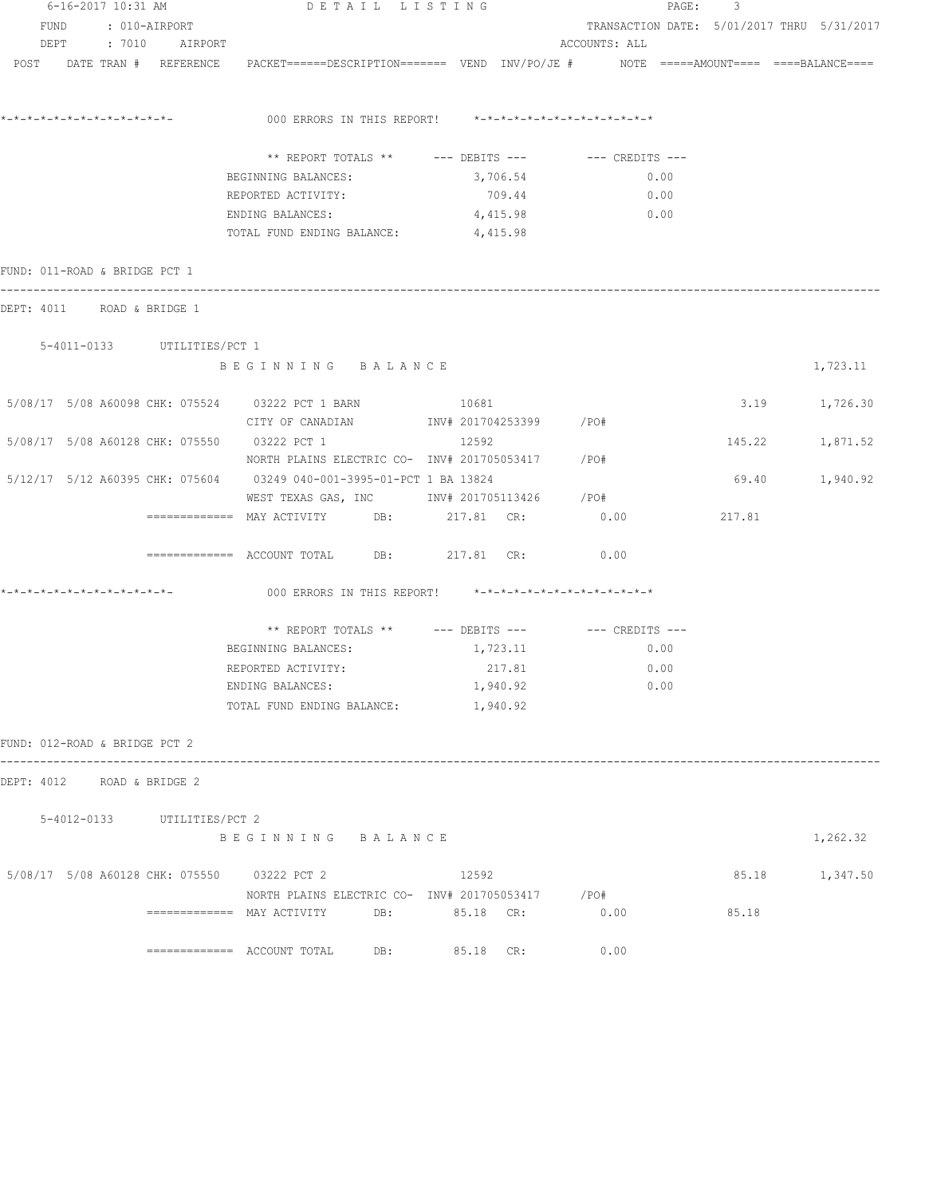6-16-2017 10:31 AM                    D E T A I L   L I S T I N G

FUND : 010-AIRPORT                                                    TRANSACTION DATE: 5/01/2017 THRU 5/31/2017

DEPT : 7010 AIRPORT                                                   ACCOUNTS: ALL

POST DATE TRAN # REFERENCE PACKET======DESCRIPTION======= VEND INV/PO/JE # NOTE =====AMOUNT==== ====BALANCE====

*-*-*-*-*-*-*-*-*-*-*-*-*-*- 000 ERRORS IN THIS REPORT! *-*-*-*-*-*-*-*-*-*-*-*-*-*

| ** REPORT TOTALS ** | --- DEBITS --- | --- CREDITS --- |
|---|---|---|
| BEGINNING BALANCES: | 3,706.54 | 0.00 |
| REPORTED ACTIVITY: | 709.44 | 0.00 |
| ENDING BALANCES: | 4,415.98 | 0.00 |
| TOTAL FUND ENDING BALANCE: | 4,415.98 | |

FUND: 011-ROAD & BRIDGE PCT 1

DEPT: 4011 ROAD & BRIDGE 1

5-4011-0133 UTILITIES/PCT 1

B E G I N N I N G   B A L A N C E                                                    1,723.11

| POST | DATE | TRAN # | REFERENCE | PACKET | DESCRIPTION | VEND | INV/PO/JE # | AMOUNT | BALANCE |
|---|---|---|---|---|---|---|---|---|---|
| 5/08/17 | 5/08 | A60098 | CHK: 075524 | 03222 | PCT 1 BARN<br>CITY OF CANADIAN | 10681 | INV# 201704253399 /PO# | 3.19 | 1,726.30 |
| 5/08/17 | 5/08 | A60128 | CHK: 075550 | 03222 | PCT 1<br>NORTH PLAINS ELECTRIC CO- | 12592 | INV# 201705053417 /PO# | 145.22 | 1,871.52 |
| 5/12/17 | 5/12 | A60395 | CHK: 075604 | 03249 | 040-001-3995-01-PCT 1 BA<br>WEST TEXAS GAS, INC | 13824 | INV# 201705113426 /PO# | 69.40 | 1,940.92 |

============= MAY ACTIVITY DB: 217.81 CR: 0.00 217.81

============= ACCOUNT TOTAL DB: 217.81 CR: 0.00

*-*-*-*-*-*-*-*-*-*-*-*-*-*- 000 ERRORS IN THIS REPORT! *-*-*-*-*-*-*-*-*-*-*-*-*-*

| ** REPORT TOTALS ** | --- DEBITS --- | --- CREDITS --- |
|---|---|---|
| BEGINNING BALANCES: | 1,723.11 | 0.00 |
| REPORTED ACTIVITY: | 217.81 | 0.00 |
| ENDING BALANCES: | 1,940.92 | 0.00 |
| TOTAL FUND ENDING BALANCE: | 1,940.92 | |

FUND: 012-ROAD & BRIDGE PCT 2

DEPT: 4012 ROAD & BRIDGE 2

5-4012-0133 UTILITIES/PCT 2

B E G I N N I N G   B A L A N C E                                                    1,262.32

| POST | DATE | TRAN # | REFERENCE | PACKET | DESCRIPTION | VEND | INV/PO/JE # | AMOUNT | BALANCE |
|---|---|---|---|---|---|---|---|---|---|
| 5/08/17 | 5/08 | A60128 | CHK: 075550 | 03222 | PCT 2<br>NORTH PLAINS ELECTRIC CO- | 12592 | INV# 201705053417 /PO# | 85.18 | 1,347.50 |

============= MAY ACTIVITY DB: 85.18 CR: 0.00 85.18

============= ACCOUNT TOTAL DB: 85.18 CR: 0.00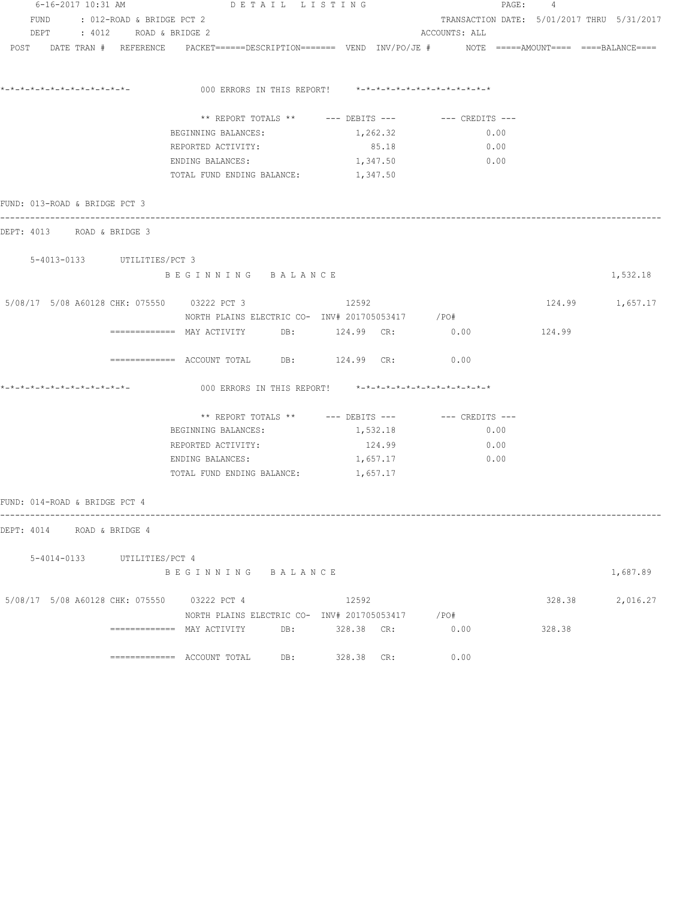FUND : 012-ROAD & BRIDGE PCT 2 TRANSACTION DATE: 5/01/2017 THRU 5/31/2017
DEPT : 4012 ROAD & BRIDGE 2 ACCOUNTS: ALL

POST DATE TRAN # REFERENCE PACKET======DESCRIPTION======= VEND INV/PO/JE # NOTE =====AMOUNT==== ====BALANCE====

*-*-*-*-*-*-*-*-*-*-*-*-*- 000 ERRORS IN THIS REPORT! *-*-*-*-*-*-*-*-*-*-*-*-*-*

| ** REPORT TOTALS ** | --- DEBITS --- | --- CREDITS --- |
|---|---|---|
| BEGINNING BALANCES: | 1,262.32 | 0.00 |
| REPORTED ACTIVITY: | 85.18 | 0.00 |
| ENDING BALANCES: | 1,347.50 | 0.00 |
| TOTAL FUND ENDING BALANCE: | 1,347.50 | |

FUND: 013-ROAD & BRIDGE PCT 3

DEPT: 4013 ROAD & BRIDGE 3

5-4013-0133 UTILITIES/PCT 3

B E G I N N I N G B A L A N C E 1,532.18

5/08/17 5/08 A60128 CHK: 075550 03222 PCT 3 12592 124.99 1,657.17
NORTH PLAINS ELECTRIC CO- INV# 201705053417 /PO#

============= MAY ACTIVITY DB: 124.99 CR: 0.00 124.99

============= ACCOUNT TOTAL DB: 124.99 CR: 0.00

*-*-*-*-*-*-*-*-*-*-*-*-*- 000 ERRORS IN THIS REPORT! *-*-*-*-*-*-*-*-*-*-*-*-*-*

| ** REPORT TOTALS ** | --- DEBITS --- | --- CREDITS --- |
|---|---|---|
| BEGINNING BALANCES: | 1,532.18 | 0.00 |
| REPORTED ACTIVITY: | 124.99 | 0.00 |
| ENDING BALANCES: | 1,657.17 | 0.00 |
| TOTAL FUND ENDING BALANCE: | 1,657.17 | |

FUND: 014-ROAD & BRIDGE PCT 4

DEPT: 4014 ROAD & BRIDGE 4

5-4014-0133 UTILITIES/PCT 4

B E G I N N I N G B A L A N C E 1,687.89

5/08/17 5/08 A60128 CHK: 075550 03222 PCT 4 12592 328.38 2,016.27
NORTH PLAINS ELECTRIC CO- INV# 201705053417 /PO#

============= MAY ACTIVITY DB: 328.38 CR: 0.00 328.38

============= ACCOUNT TOTAL DB: 328.38 CR: 0.00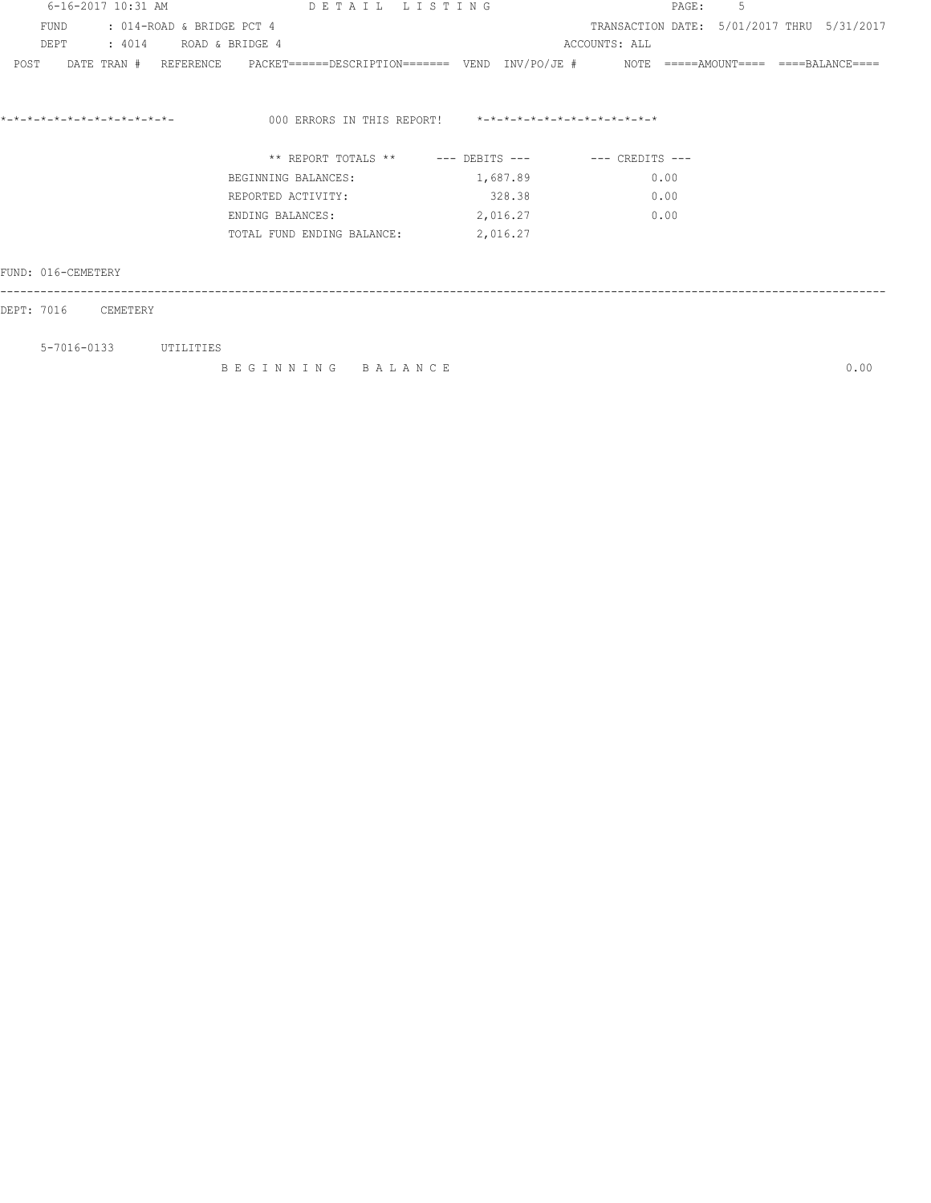FUND : 014-ROAD & BRIDGE PCT 4
DEPT : 4014 ROAD & BRIDGE 4

TRANSACTION DATE: 5/01/2017 THRU 5/31/2017
ACCOUNTS: ALL

POST DATE TRAN # REFERENCE PACKET======DESCRIPTION======= VEND INV/PO/JE # NOTE =====AMOUNT==== ====BALANCE====

*-*-*-*-*-*-*-*-*-*-*-*-*-*- 000 ERRORS IN THIS REPORT! *-*-*-*-*-*-*-*-*-*-*-*-*-*

| ** REPORT TOTALS ** | --- DEBITS --- | --- CREDITS --- |
|---|---|---|
| BEGINNING BALANCES: | 1,687.89 | 0.00 |
| REPORTED ACTIVITY: | 328.38 | 0.00 |
| ENDING BALANCES: | 2,016.27 | 0.00 |
| TOTAL FUND ENDING BALANCE: | 2,016.27 | |

FUND: 016-CEMETERY

---

DEPT: 7016 CEMETERY

5-7016-0133 UTILITIES

B E G I N N I N G B A L A N C E 0.00